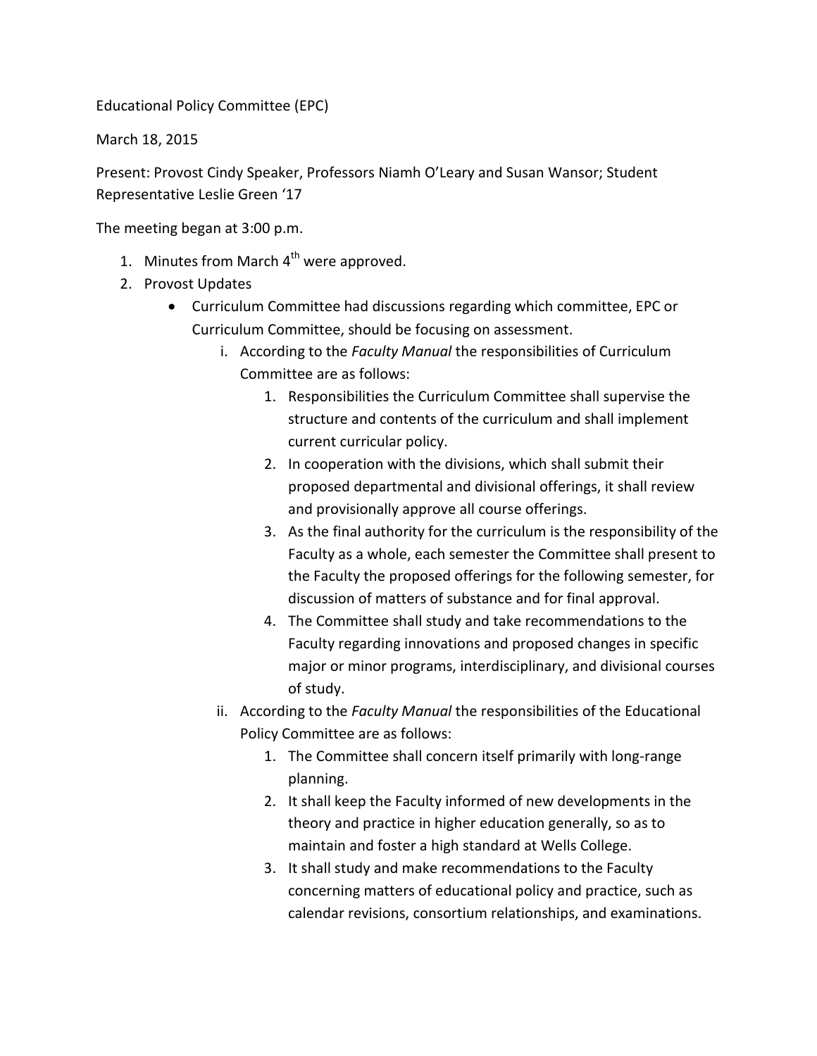Educational Policy Committee (EPC)

March 18, 2015

Present: Provost Cindy Speaker, Professors Niamh O'Leary and Susan Wansor; Student Representative Leslie Green '17

The meeting began at 3:00 p.m.

1. Minutes from March 4th were approved.
2. Provost Updates
    - Curriculum Committee had discussions regarding which committee, EPC or Curriculum Committee, should be focusing on assessment.
        i. According to the *Faculty Manual* the responsibilities of Curriculum Committee are as follows:
            1. Responsibilities the Curriculum Committee shall supervise the structure and contents of the curriculum and shall implement current curricular policy.
            2. In cooperation with the divisions, which shall submit their proposed departmental and divisional offerings, it shall review and provisionally approve all course offerings.
            3. As the final authority for the curriculum is the responsibility of the Faculty as a whole, each semester the Committee shall present to the Faculty the proposed offerings for the following semester, for discussion of matters of substance and for final approval.
            4. The Committee shall study and take recommendations to the Faculty regarding innovations and proposed changes in specific major or minor programs, interdisciplinary, and divisional courses of study.
        ii. According to the *Faculty Manual* the responsibilities of the Educational Policy Committee are as follows:
            1. The Committee shall concern itself primarily with long-range planning.
            2. It shall keep the Faculty informed of new developments in the theory and practice in higher education generally, so as to maintain and foster a high standard at Wells College.
            3. It shall study and make recommendations to the Faculty concerning matters of educational policy and practice, such as calendar revisions, consortium relationships, and examinations.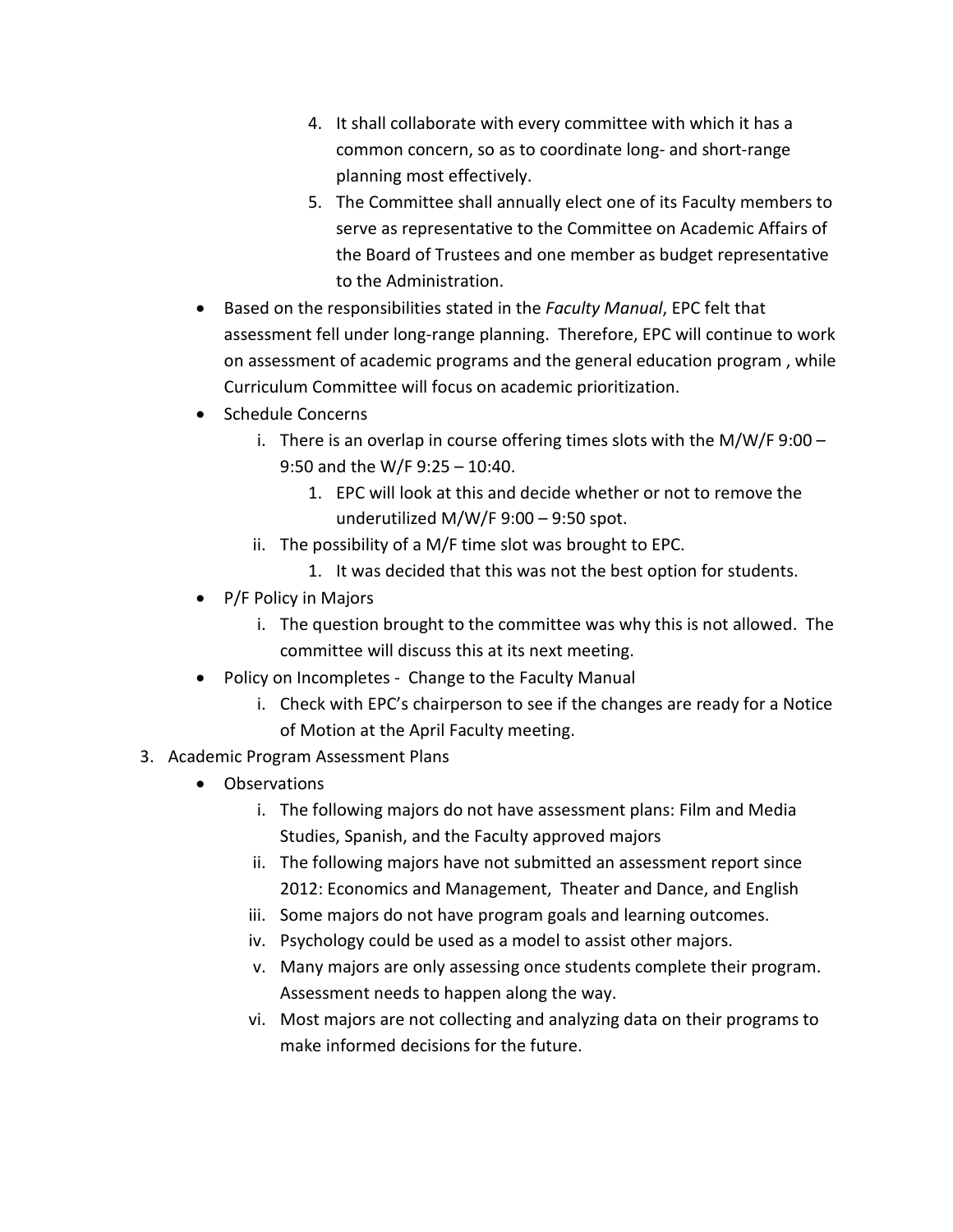4. It shall collaborate with every committee with which it has a common concern, so as to coordinate long- and short-range planning most effectively.
5. The Committee shall annually elect one of its Faculty members to serve as representative to the Committee on Academic Affairs of the Board of Trustees and one member as budget representative to the Administration.

- Based on the responsibilities stated in the *Faculty Manual*, EPC felt that assessment fell under long-range planning. Therefore, EPC will continue to work on assessment of academic programs and the general education program , while Curriculum Committee will focus on academic prioritization.
- Schedule Concerns
  - i. There is an overlap in course offering times slots with the M/W/F 9:00 – 9:50 and the W/F 9:25 – 10:40.
    1. EPC will look at this and decide whether or not to remove the underutilized M/W/F 9:00 – 9:50 spot.
  - ii. The possibility of a M/F time slot was brought to EPC.
    1. It was decided that this was not the best option for students.
- P/F Policy in Majors
  - i. The question brought to the committee was why this is not allowed. The committee will discuss this at its next meeting.
- Policy on Incompletes - Change to the Faculty Manual
  - i. Check with EPC's chairperson to see if the changes are ready for a Notice of Motion at the April Faculty meeting.

3. Academic Program Assessment Plans
   - Observations
     - i. The following majors do not have assessment plans: Film and Media Studies, Spanish, and the Faculty approved majors
     - ii. The following majors have not submitted an assessment report since 2012: Economics and Management, Theater and Dance, and English
     - iii. Some majors do not have program goals and learning outcomes.
     - iv. Psychology could be used as a model to assist other majors.
     - v. Many majors are only assessing once students complete their program. Assessment needs to happen along the way.
     - vi. Most majors are not collecting and analyzing data on their programs to make informed decisions for the future.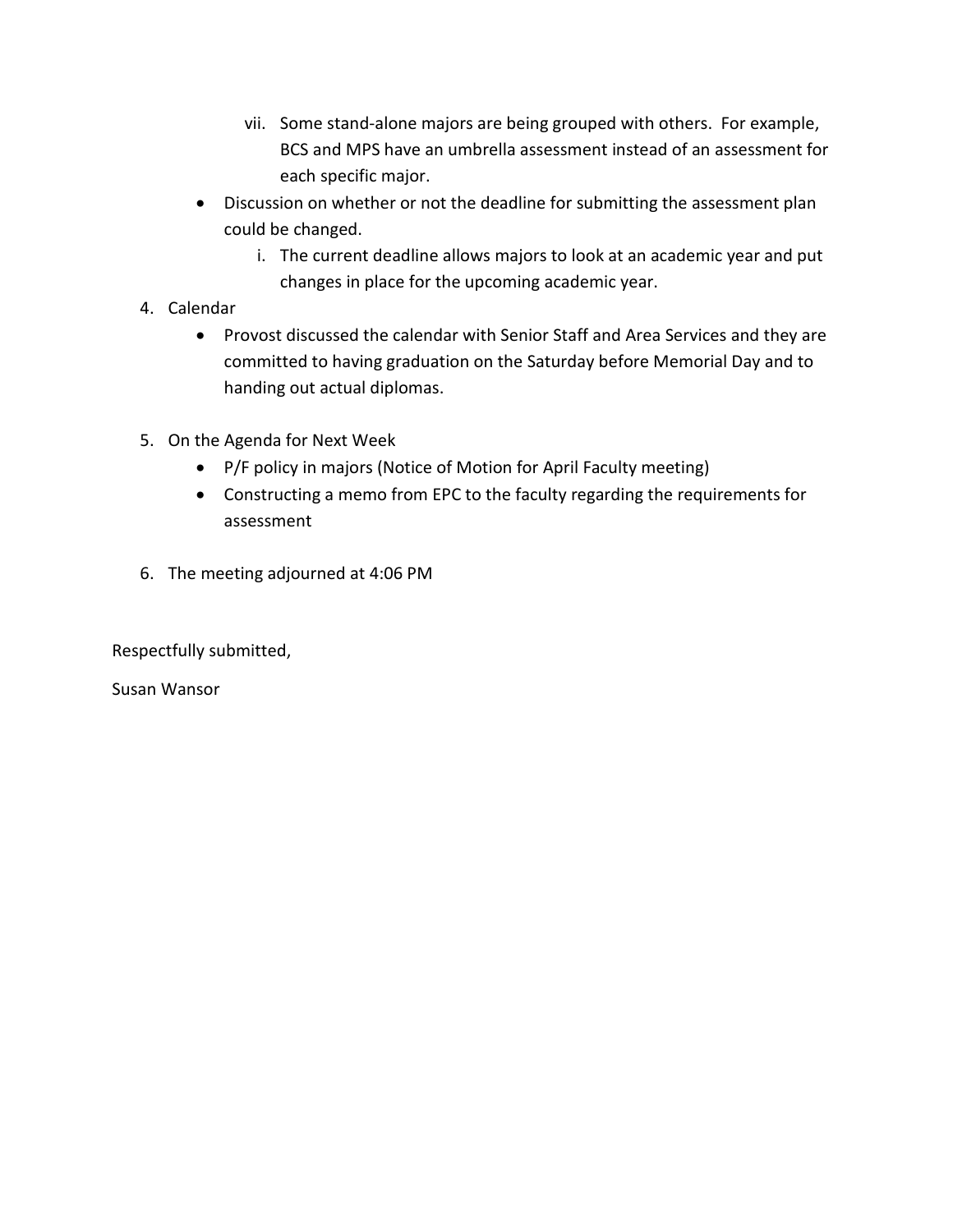vii. Some stand-alone majors are being grouped with others. For example, BCS and MPS have an umbrella assessment instead of an assessment for each specific major.

- Discussion on whether or not the deadline for submitting the assessment plan could be changed.
   i. The current deadline allows majors to look at an academic year and put changes in place for the upcoming academic year.

4. Calendar
   - Provost discussed the calendar with Senior Staff and Area Services and they are committed to having graduation on the Saturday before Memorial Day and to handing out actual diplomas.

5. On the Agenda for Next Week
   - P/F policy in majors (Notice of Motion for April Faculty meeting)
   - Constructing a memo from EPC to the faculty regarding the requirements for assessment

6. The meeting adjourned at 4:06 PM

Respectfully submitted,

Susan Wansor